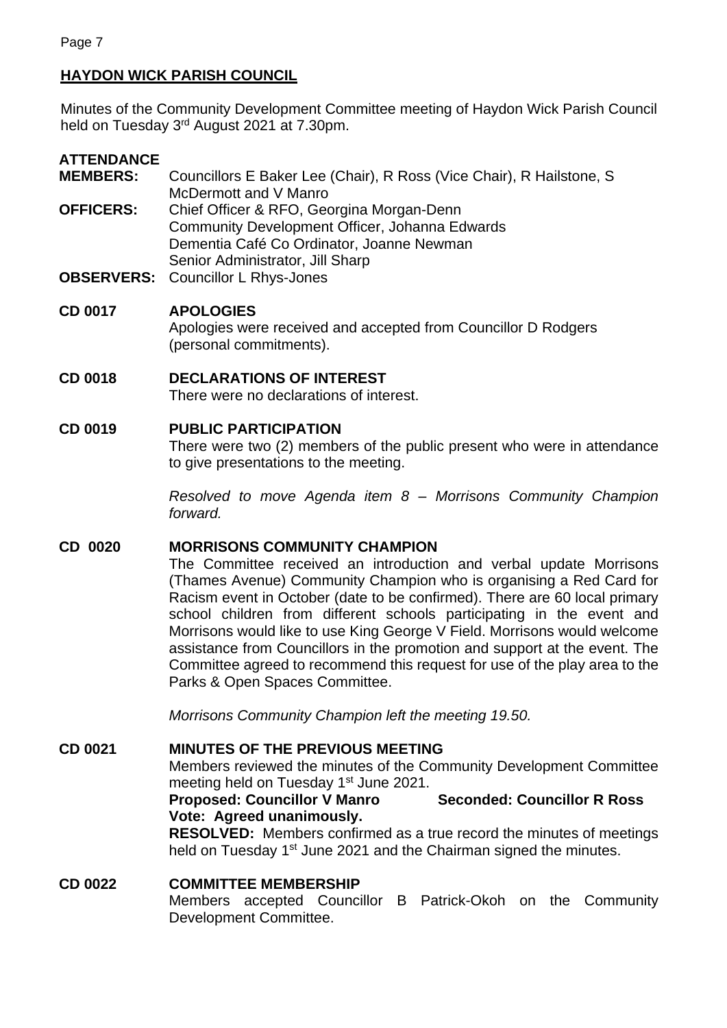**HAYDON WICK PARISH COUNCIL**

Minutes of the Community Development Committee meeting of Haydon Wick Parish Council held on Tuesday 3rd August 2021 at 7.30pm.

**ATTENDANCE**

**MEMBERS:** Councillors E Baker Lee (Chair), R Ross (Vice Chair), R Hailstone, S McDermott and V Manro

**OFFICERS:** Chief Officer & RFO, Georgina Morgan-Denn
Community Development Officer, Johanna Edwards
Dementia Café Co Ordinator, Joanne Newman
Senior Administrator, Jill Sharp

**OBSERVERS:** Councillor L Rhys-Jones

**CD 0017 APOLOGIES**

Apologies were received and accepted from Councillor D Rodgers (personal commitments).

**CD 0018 DECLARATIONS OF INTEREST**

There were no declarations of interest.

**CD 0019 PUBLIC PARTICIPATION**

There were two (2) members of the public present who were in attendance to give presentations to the meeting.

*Resolved to move Agenda item 8 – Morrisons Community Champion forward.*

**CD 0020 MORRISONS COMMUNITY CHAMPION**

The Committee received an introduction and verbal update Morrisons (Thames Avenue) Community Champion who is organising a Red Card for Racism event in October (date to be confirmed). There are 60 local primary school children from different schools participating in the event and Morrisons would like to use King George V Field. Morrisons would welcome assistance from Councillors in the promotion and support at the event. The Committee agreed to recommend this request for use of the play area to the Parks & Open Spaces Committee.

*Morrisons Community Champion left the meeting 19.50.*

**CD 0021 MINUTES OF THE PREVIOUS MEETING**

Members reviewed the minutes of the Community Development Committee meeting held on Tuesday 1st June 2021.

**Proposed: Councillor V Manro Seconded: Councillor R Ross**
**Vote: Agreed unanimously.**

**RESOLVED:** Members confirmed as a true record the minutes of meetings held on Tuesday 1st June 2021 and the Chairman signed the minutes.

**CD 0022 COMMITTEE MEMBERSHIP**

Members accepted Councillor B Patrick-Okoh on the Community Development Committee.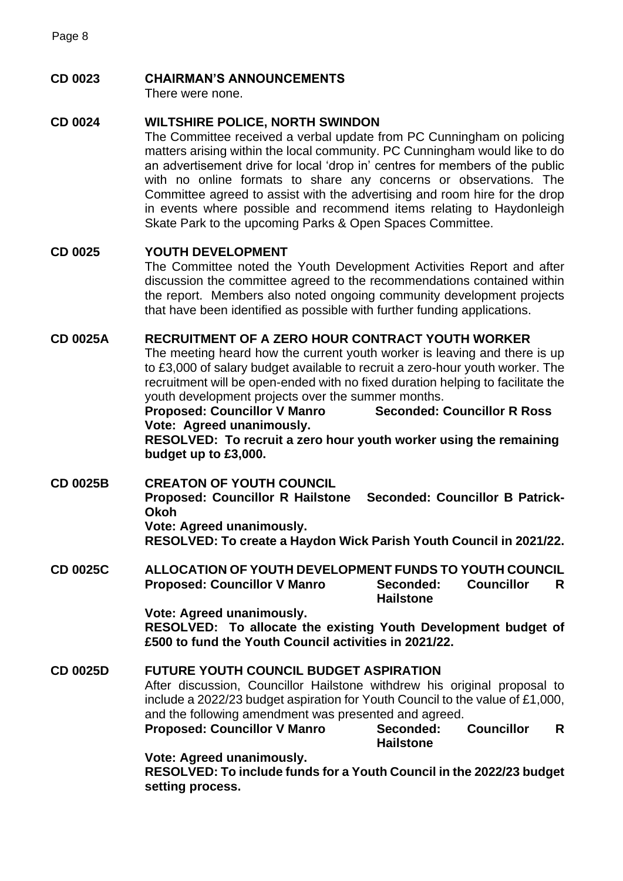**CD 0023 CHAIRMAN'S ANNOUNCEMENTS**

There were none.

**CD 0024 WILTSHIRE POLICE, NORTH SWINDON**

The Committee received a verbal update from PC Cunningham on policing matters arising within the local community. PC Cunningham would like to do an advertisement drive for local 'drop in' centres for members of the public with no online formats to share any concerns or observations. The Committee agreed to assist with the advertising and room hire for the drop in events where possible and recommend items relating to Haydonleigh Skate Park to the upcoming Parks & Open Spaces Committee.

**CD 0025 YOUTH DEVELOPMENT**

The Committee noted the Youth Development Activities Report and after discussion the committee agreed to the recommendations contained within the report. Members also noted ongoing community development projects that have been identified as possible with further funding applications.

**CD 0025A RECRUITMENT OF A ZERO HOUR CONTRACT YOUTH WORKER**

The meeting heard how the current youth worker is leaving and there is up to £3,000 of salary budget available to recruit a zero-hour youth worker. The recruitment will be open-ended with no fixed duration helping to facilitate the youth development projects over the summer months.

**Proposed: Councillor V Manro Seconded: Councillor R Ross**
**Vote: Agreed unanimously.**
**RESOLVED: To recruit a zero hour youth worker using the remaining budget up to £3,000.**

**CD 0025B CREATON OF YOUTH COUNCIL**

**Proposed: Councillor R Hailstone Seconded: Councillor B Patrick-Okoh**
**Vote: Agreed unanimously.**
**RESOLVED: To create a Haydon Wick Parish Youth Council in 2021/22.**

**CD 0025C ALLOCATION OF YOUTH DEVELOPMENT FUNDS TO YOUTH COUNCIL**

**Proposed: Councillor V Manro Seconded: Councillor R Hailstone**
**Vote: Agreed unanimously.**
**RESOLVED: To allocate the existing Youth Development budget of £500 to fund the Youth Council activities in 2021/22.**

**CD 0025D FUTURE YOUTH COUNCIL BUDGET ASPIRATION**

After discussion, Councillor Hailstone withdrew his original proposal to include a 2022/23 budget aspiration for Youth Council to the value of £1,000, and the following amendment was presented and agreed.

**Proposed: Councillor V Manro Seconded: Councillor R Hailstone**
**Vote: Agreed unanimously.**
**RESOLVED: To include funds for a Youth Council in the 2022/23 budget setting process.**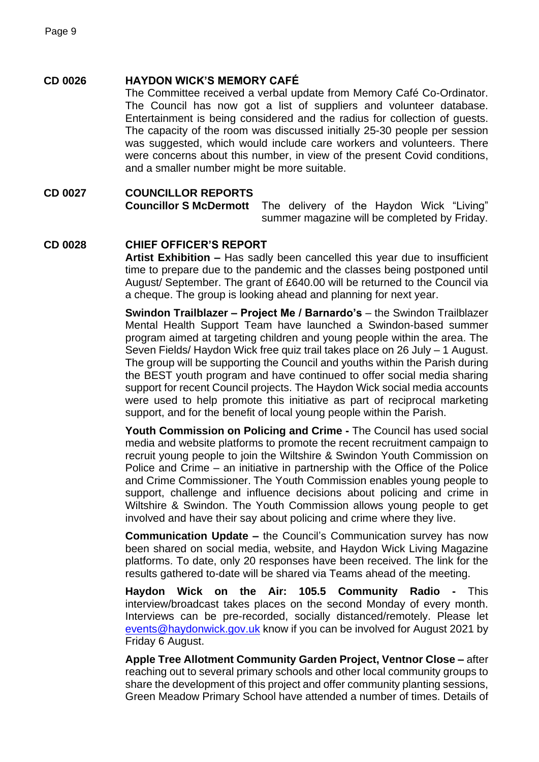**CD 0026 HAYDON WICK'S MEMORY CAFÉ**

The Committee received a verbal update from Memory Café Co-Ordinator. The Council has now got a list of suppliers and volunteer database. Entertainment is being considered and the radius for collection of guests. The capacity of the room was discussed initially 25-30 people per session was suggested, which would include care workers and volunteers. There were concerns about this number, in view of the present Covid conditions, and a smaller number might be more suitable.

**CD 0027 COUNCILLOR REPORTS**

**Councillor S McDermott** The delivery of the Haydon Wick "Living" summer magazine will be completed by Friday.

**CD 0028 CHIEF OFFICER'S REPORT**

**Artist Exhibition –** Has sadly been cancelled this year due to insufficient time to prepare due to the pandemic and the classes being postponed until August/ September. The grant of £640.00 will be returned to the Council via a cheque. The group is looking ahead and planning for next year.

**Swindon Trailblazer – Project Me / Barnardo's** – the Swindon Trailblazer Mental Health Support Team have launched a Swindon-based summer program aimed at targeting children and young people within the area. The Seven Fields/ Haydon Wick free quiz trail takes place on 26 July – 1 August. The group will be supporting the Council and youths within the Parish during the BEST youth program and have continued to offer social media sharing support for recent Council projects. The Haydon Wick social media accounts were used to help promote this initiative as part of reciprocal marketing support, and for the benefit of local young people within the Parish.

**Youth Commission on Policing and Crime -** The Council has used social media and website platforms to promote the recent recruitment campaign to recruit young people to join the Wiltshire & Swindon Youth Commission on Police and Crime – an initiative in partnership with the Office of the Police and Crime Commissioner. The Youth Commission enables young people to support, challenge and influence decisions about policing and crime in Wiltshire & Swindon. The Youth Commission allows young people to get involved and have their say about policing and crime where they live.

**Communication Update –** the Council's Communication survey has now been shared on social media, website, and Haydon Wick Living Magazine platforms. To date, only 20 responses have been received. The link for the results gathered to-date will be shared via Teams ahead of the meeting.

**Haydon Wick on the Air: 105.5 Community Radio -** This interview/broadcast takes places on the second Monday of every month. Interviews can be pre-recorded, socially distanced/remotely. Please let events@haydonwick.gov.uk know if you can be involved for August 2021 by Friday 6 August.

**Apple Tree Allotment Community Garden Project, Ventnor Close –** after reaching out to several primary schools and other local community groups to share the development of this project and offer community planting sessions, Green Meadow Primary School have attended a number of times. Details of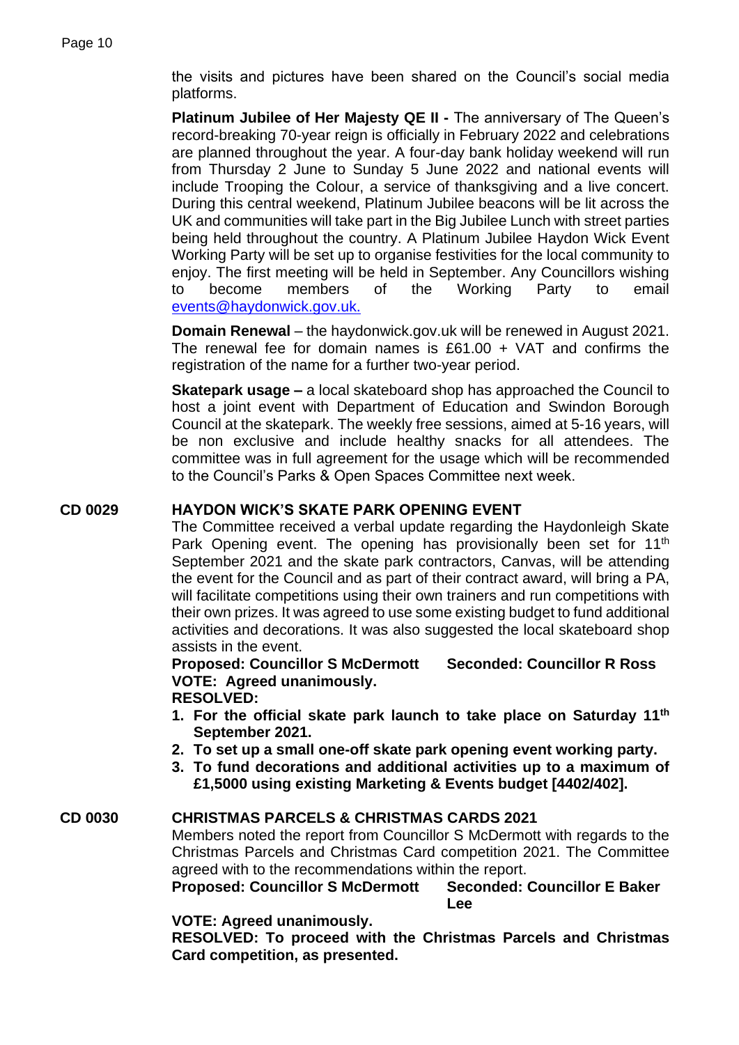the visits and pictures have been shared on the Council's social media platforms.

**Platinum Jubilee of Her Majesty QE II -** The anniversary of The Queen's record-breaking 70-year reign is officially in February 2022 and celebrations are planned throughout the year. A four-day bank holiday weekend will run from Thursday 2 June to Sunday 5 June 2022 and national events will include Trooping the Colour, a service of thanksgiving and a live concert. During this central weekend, Platinum Jubilee beacons will be lit across the UK and communities will take part in the Big Jubilee Lunch with street parties being held throughout the country. A Platinum Jubilee Haydon Wick Event Working Party will be set up to organise festivities for the local community to enjoy. The first meeting will be held in September. Any Councillors wishing to become members of the Working Party to email events@haydonwick.gov.uk.

**Domain Renewal** – the haydonwick.gov.uk will be renewed in August 2021. The renewal fee for domain names is £61.00 + VAT and confirms the registration of the name for a further two-year period.

**Skatepark usage –** a local skateboard shop has approached the Council to host a joint event with Department of Education and Swindon Borough Council at the skatepark. The weekly free sessions, aimed at 5-16 years, will be non exclusive and include healthy snacks for all attendees. The committee was in full agreement for the usage which will be recommended to the Council's Parks & Open Spaces Committee next week.

## CD 0029 HAYDON WICK'S SKATE PARK OPENING EVENT

The Committee received a verbal update regarding the Haydonleigh Skate Park Opening event. The opening has provisionally been set for 11th September 2021 and the skate park contractors, Canvas, will be attending the event for the Council and as part of their contract award, will bring a PA, will facilitate competitions using their own trainers and run competitions with their own prizes. It was agreed to use some existing budget to fund additional activities and decorations. It was also suggested the local skateboard shop assists in the event.

**Proposed: Councillor S McDermott Seconded: Councillor R Ross**
**VOTE: Agreed unanimously.**
**RESOLVED:**

1. **For the official skate park launch to take place on Saturday 11th September 2021.**
2. **To set up a small one-off skate park opening event working party.**
3. **To fund decorations and additional activities up to a maximum of £1,5000 using existing Marketing & Events budget [4402/402].**

## CD 0030 CHRISTMAS PARCELS & CHRISTMAS CARDS 2021

Members noted the report from Councillor S McDermott with regards to the Christmas Parcels and Christmas Card competition 2021. The Committee agreed with to the recommendations within the report.

**Proposed: Councillor S McDermott Seconded: Councillor E Baker Lee**

**VOTE: Agreed unanimously.**

**RESOLVED: To proceed with the Christmas Parcels and Christmas Card competition, as presented.**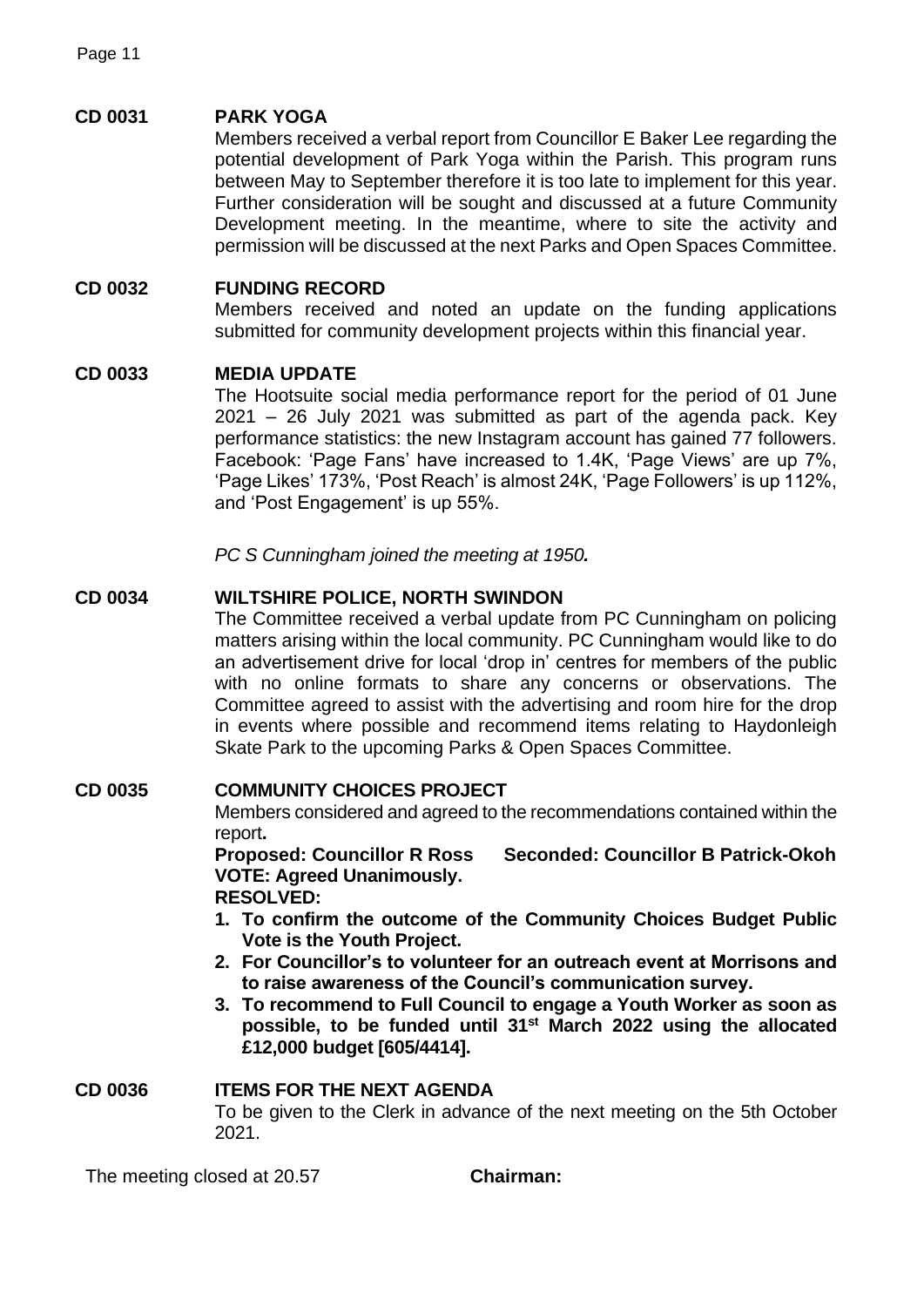## CD 0031 PARK YOGA

Members received a verbal report from Councillor E Baker Lee regarding the potential development of Park Yoga within the Parish. This program runs between May to September therefore it is too late to implement for this year. Further consideration will be sought and discussed at a future Community Development meeting. In the meantime, where to site the activity and permission will be discussed at the next Parks and Open Spaces Committee.

## CD 0032 FUNDING RECORD

Members received and noted an update on the funding applications submitted for community development projects within this financial year.

## CD 0033 MEDIA UPDATE

The Hootsuite social media performance report for the period of 01 June 2021 – 26 July 2021 was submitted as part of the agenda pack. Key performance statistics: the new Instagram account has gained 77 followers. Facebook: 'Page Fans' have increased to 1.4K, 'Page Views' are up 7%, 'Page Likes' 173%, 'Post Reach' is almost 24K, 'Page Followers' is up 112%, and 'Post Engagement' is up 55%.

*PC S Cunningham joined the meeting at 1950.*

## CD 0034 WILTSHIRE POLICE, NORTH SWINDON

The Committee received a verbal update from PC Cunningham on policing matters arising within the local community. PC Cunningham would like to do an advertisement drive for local 'drop in' centres for members of the public with no online formats to share any concerns or observations. The Committee agreed to assist with the advertising and room hire for the drop in events where possible and recommend items relating to Haydonleigh Skate Park to the upcoming Parks & Open Spaces Committee.

## CD 0035 COMMUNITY CHOICES PROJECT

Members considered and agreed to the recommendations contained within the report.

**Proposed: Councillor R Ross Seconded: Councillor B Patrick-Okoh**
**VOTE: Agreed Unanimously.**
**RESOLVED:**

1. **To confirm the outcome of the Community Choices Budget Public Vote is the Youth Project.**
2. **For Councillor's to volunteer for an outreach event at Morrisons and to raise awareness of the Council's communication survey.**
3. **To recommend to Full Council to engage a Youth Worker as soon as possible, to be funded until 31st March 2022 using the allocated £12,000 budget [605/4414].**

## CD 0036 ITEMS FOR THE NEXT AGENDA

To be given to the Clerk in advance of the next meeting on the 5th October 2021.

The meeting closed at 20.57 **Chairman:**